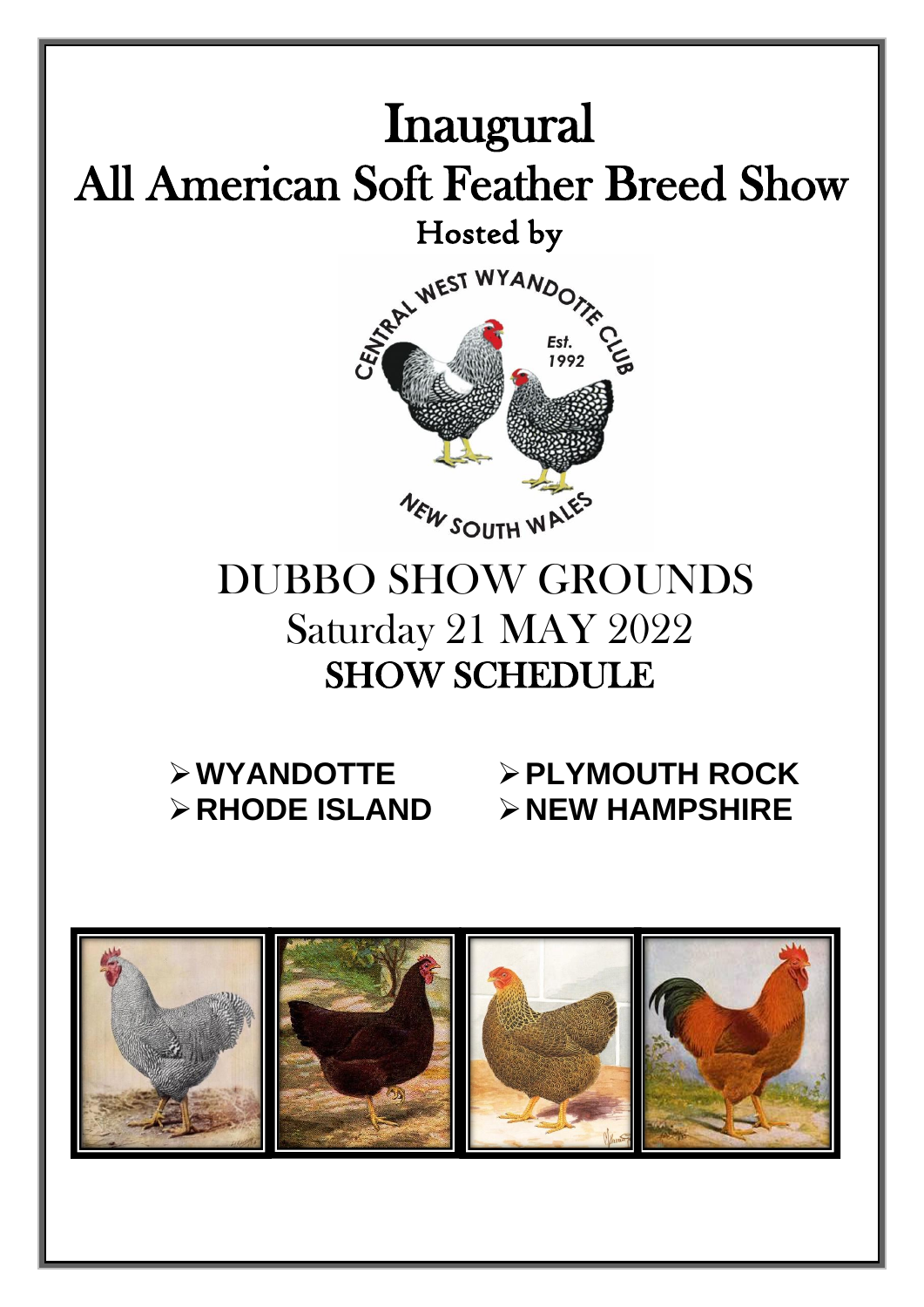# Inaugural
# All American Soft Feather Breed Show

Hosted by

CENTRAL WEST WYANDOTTE CLUB
Est. 1992
NEW SOUTH WALES

## DUBBO SHOW GROUNDS

Saturday 21 MAY 2022

## SHOW SCHEDULE

- **WYANDOTTE**
- **RHODE ISLAND**
- **PLYMOUTH ROCK**
- **NEW HAMPSHIRE**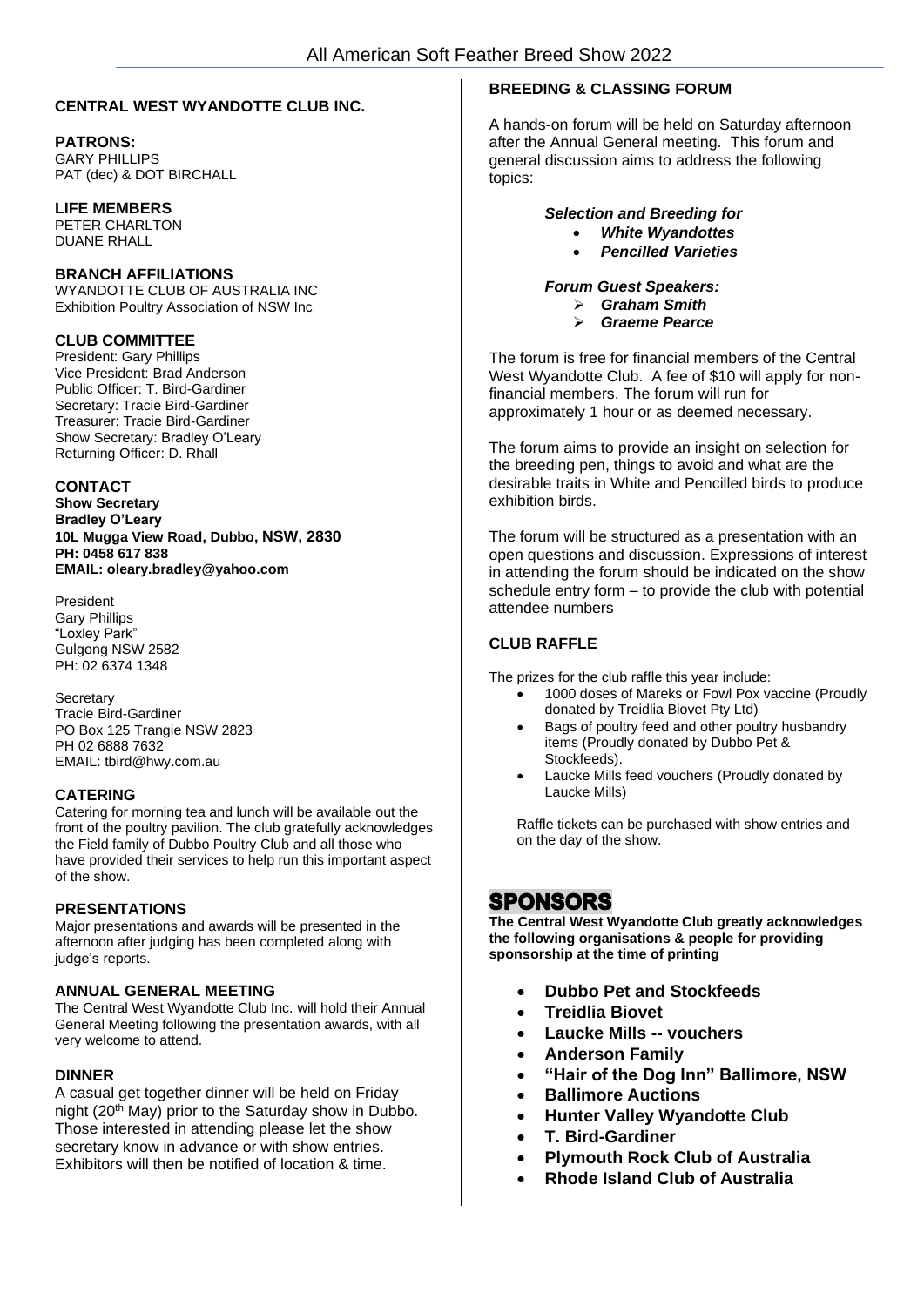## CENTRAL WEST WYANDOTTE CLUB INC.

**PATRONS:**
GARY PHILLIPS
PAT (dec) & DOT BIRCHALL

**LIFE MEMBERS**
PETER CHARLTON
DUANE RHALL

**BRANCH AFFILIATIONS**
WYANDOTTE CLUB OF AUSTRALIA INC
Exhibition Poultry Association of NSW Inc

**CLUB COMMITTEE**
President: Gary Phillips
Vice President: Brad Anderson
Public Officer: T. Bird-Gardiner
Secretary: Tracie Bird-Gardiner
Treasurer: Tracie Bird-Gardiner
Show Secretary: Bradley O'Leary
Returning Officer: D. Rhall

**CONTACT**
**Show Secretary**
**Bradley O'Leary**
**10L Mugga View Road, Dubbo, NSW, 2830**
**PH: 0458 617 838**
**EMAIL: oleary.bradley@yahoo.com**

President
Gary Phillips
"Loxley Park"
Gulgong NSW 2582
PH: 02 6374 1348

Secretary
Tracie Bird-Gardiner
PO Box 125 Trangie NSW 2823
PH 02 6888 7632
EMAIL: tbird@hwy.com.au

**CATERING**
Catering for morning tea and lunch will be available out the front of the poultry pavilion. The club gratefully acknowledges the Field family of Dubbo Poultry Club and all those who have provided their services to help run this important aspect of the show.

**PRESENTATIONS**
Major presentations and awards will be presented in the afternoon after judging has been completed along with judge's reports.

**ANNUAL GENERAL MEETING**
The Central West Wyandotte Club Inc. will hold their Annual General Meeting following the presentation awards, with all very welcome to attend.

**DINNER**
A casual get together dinner will be held on Friday night (20th May) prior to the Saturday show in Dubbo. Those interested in attending please let the show secretary know in advance or with show entries. Exhibitors will then be notified of location & time.

**BREEDING & CLASSING FORUM**

A hands-on forum will be held on Saturday afternoon after the Annual General meeting. This forum and general discussion aims to address the following topics:

***Selection and Breeding for***
- ***White Wyandottes***
- ***Pencilled Varieties***

***Forum Guest Speakers:***
- ***Graham Smith***
- ***Graeme Pearce***

The forum is free for financial members of the Central West Wyandotte Club. A fee of $10 will apply for non-financial members. The forum will run for approximately 1 hour or as deemed necessary.

The forum aims to provide an insight on selection for the breeding pen, things to avoid and what are the desirable traits in White and Pencilled birds to produce exhibition birds.

The forum will be structured as a presentation with an open questions and discussion. Expressions of interest in attending the forum should be indicated on the show schedule entry form – to provide the club with potential attendee numbers

**CLUB RAFFLE**

The prizes for the club raffle this year include:
- 1000 doses of Mareks or Fowl Pox vaccine (Proudly donated by Treidlia Biovet Pty Ltd)
- Bags of poultry feed and other poultry husbandry items (Proudly donated by Dubbo Pet & Stockfeeds).
- Laucke Mills feed vouchers (Proudly donated by Laucke Mills)

Raffle tickets can be purchased with show entries and on the day of the show.

## SPONSORS

**The Central West Wyandotte Club greatly acknowledges the following organisations & people for providing sponsorship at the time of printing**

- **Dubbo Pet and Stockfeeds**
- **Treidlia Biovet**
- **Laucke Mills -- vouchers**
- **Anderson Family**
- **"Hair of the Dog Inn" Ballimore, NSW**
- **Ballimore Auctions**
- **Hunter Valley Wyandotte Club**
- **T. Bird-Gardiner**
- **Plymouth Rock Club of Australia**
- **Rhode Island Club of Australia**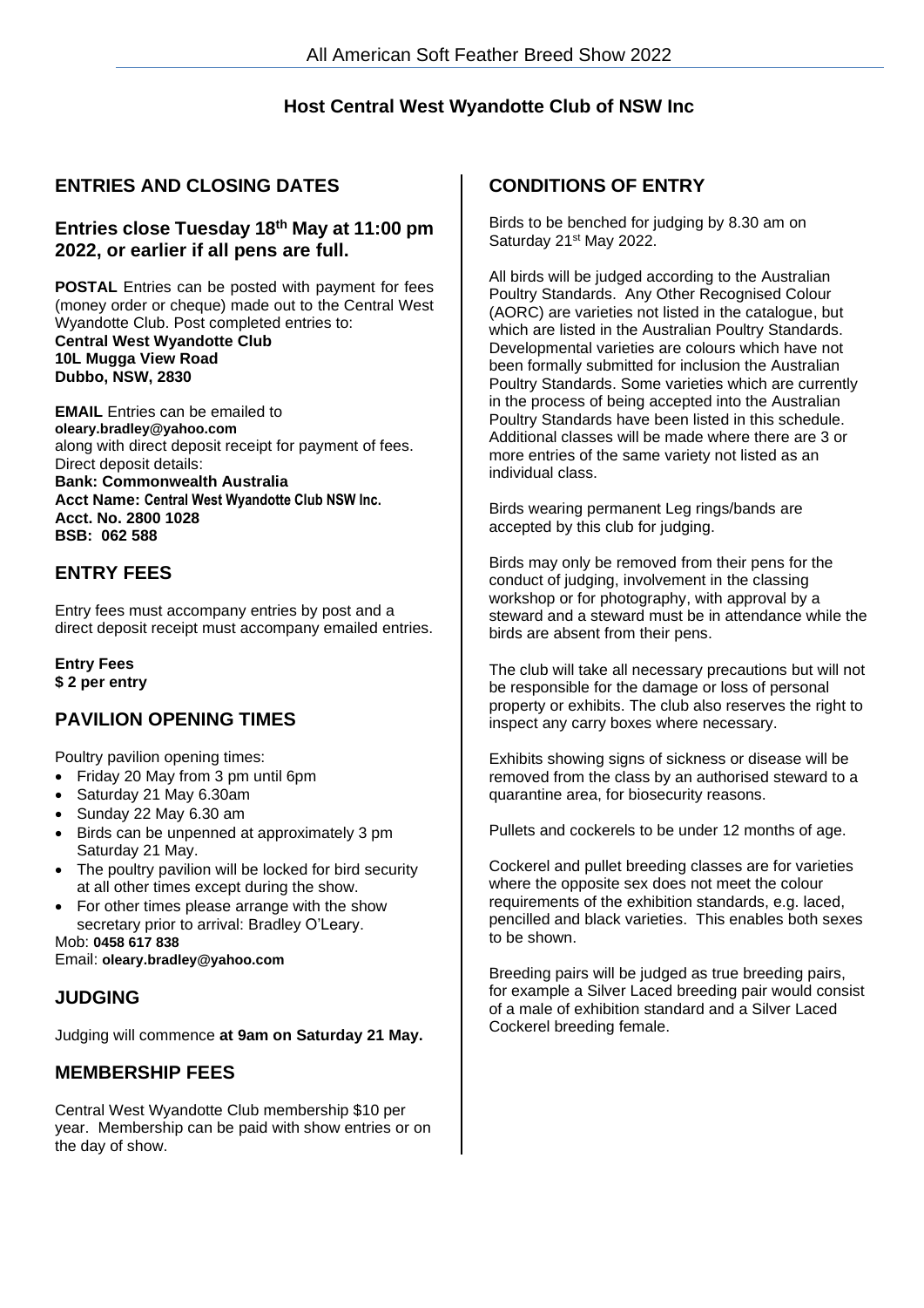**Host Central West Wyandotte Club of NSW Inc**

## ENTRIES AND CLOSING DATES

### Entries close Tuesday 18th May at 11:00 pm 2022, or earlier if all pens are full.

**POSTAL** Entries can be posted with payment for fees (money order or cheque) made out to the Central West Wyandotte Club. Post completed entries to:
**Central West Wyandotte Club**
**10L Mugga View Road**
**Dubbo, NSW, 2830**

**EMAIL** Entries can be emailed to
**oleary.bradley@yahoo.com**
along with direct deposit receipt for payment of fees.
Direct deposit details:
**Bank: Commonwealth Australia**
**Acct Name: Central West Wyandotte Club NSW Inc.**
**Acct. No. 2800 1028**
**BSB: 062 588**

## ENTRY FEES

Entry fees must accompany entries by post and a direct deposit receipt must accompany emailed entries.

**Entry Fees**
**$ 2 per entry**

## PAVILION OPENING TIMES

Poultry pavilion opening times:

- Friday 20 May from 3 pm until 6pm
- Saturday 21 May 6.30am
- Sunday 22 May 6.30 am
- Birds can be unpenned at approximately 3 pm Saturday 21 May.
- The poultry pavilion will be locked for bird security at all other times except during the show.
- For other times please arrange with the show secretary prior to arrival: Bradley O'Leary.

Mob: **0458 617 838**
Email: **oleary.bradley@yahoo.com**

## JUDGING

Judging will commence **at 9am on Saturday 21 May.**

## MEMBERSHIP FEES

Central West Wyandotte Club membership $10 per year. Membership can be paid with show entries or on the day of show.

## CONDITIONS OF ENTRY

Birds to be benched for judging by 8.30 am on Saturday 21st May 2022.

All birds will be judged according to the Australian Poultry Standards. Any Other Recognised Colour (AORC) are varieties not listed in the catalogue, but which are listed in the Australian Poultry Standards. Developmental varieties are colours which have not been formally submitted for inclusion the Australian Poultry Standards. Some varieties which are currently in the process of being accepted into the Australian Poultry Standards have been listed in this schedule. Additional classes will be made where there are 3 or more entries of the same variety not listed as an individual class.

Birds wearing permanent Leg rings/bands are accepted by this club for judging.

Birds may only be removed from their pens for the conduct of judging, involvement in the classing workshop or for photography, with approval by a steward and a steward must be in attendance while the birds are absent from their pens.

The club will take all necessary precautions but will not be responsible for the damage or loss of personal property or exhibits. The club also reserves the right to inspect any carry boxes where necessary.

Exhibits showing signs of sickness or disease will be removed from the class by an authorised steward to a quarantine area, for biosecurity reasons.

Pullets and cockerels to be under 12 months of age.

Cockerel and pullet breeding classes are for varieties where the opposite sex does not meet the colour requirements of the exhibition standards, e.g. laced, pencilled and black varieties. This enables both sexes to be shown.

Breeding pairs will be judged as true breeding pairs, for example a Silver Laced breeding pair would consist of a male of exhibition standard and a Silver Laced Cockerel breeding female.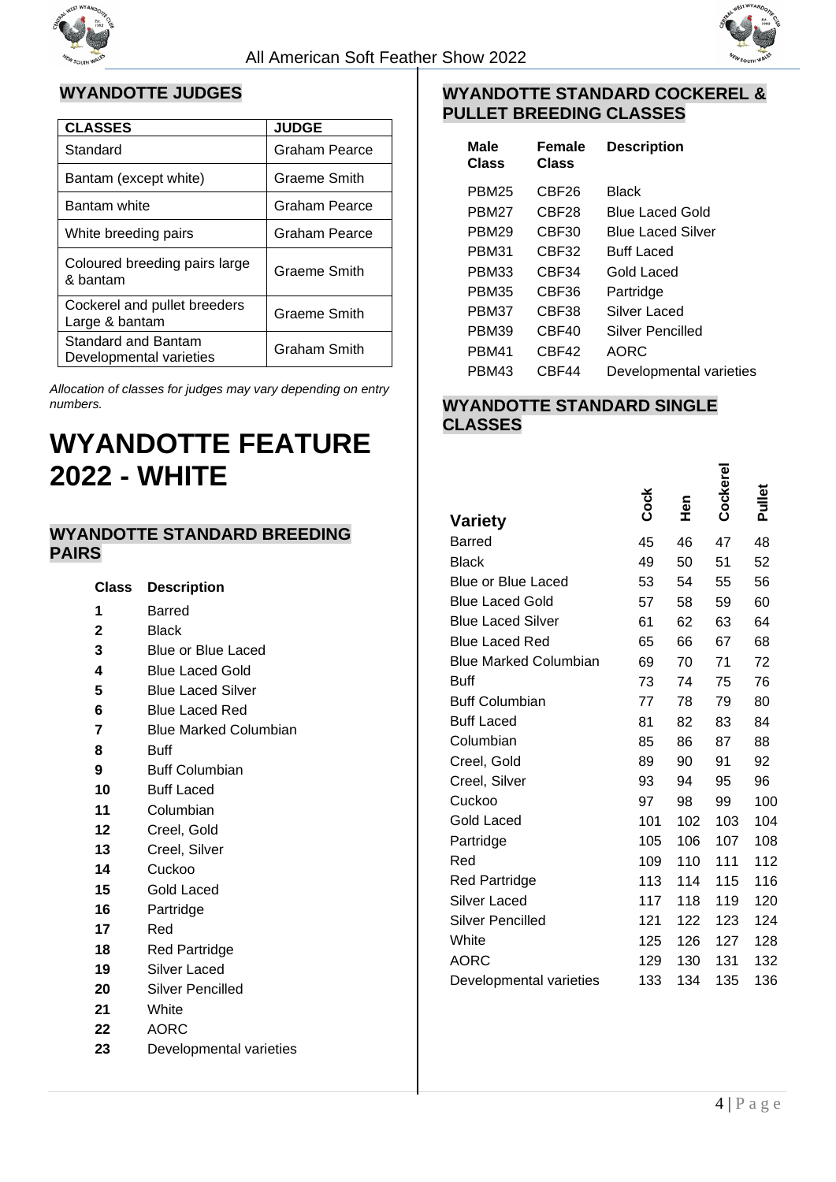## WYANDOTTE JUDGES

| CLASSES | JUDGE |
|---|---|
| Standard | Graham Pearce |
| Bantam (except white) | Graeme Smith |
| Bantam white | Graham Pearce |
| White breeding pairs | Graham Pearce |
| Coloured breeding pairs large & bantam | Graeme Smith |
| Cockerel and pullet breeders Large & bantam | Graeme Smith |
| Standard and Bantam Developmental varieties | Graham Smith |

*Allocation of classes for judges may vary depending on entry numbers.*

# WYANDOTTE FEATURE 2022 - WHITE

## WYANDOTTE STANDARD BREEDING PAIRS

| Class | Description |
|---|---|
| **1** | Barred |
| **2** | Black |
| **3** | Blue or Blue Laced |
| **4** | Blue Laced Gold |
| **5** | Blue Laced Silver |
| **6** | Blue Laced Red |
| **7** | Blue Marked Columbian |
| **8** | Buff |
| **9** | Buff Columbian |
| **10** | Buff Laced |
| **11** | Columbian |
| **12** | Creel, Gold |
| **13** | Creel, Silver |
| **14** | Cuckoo |
| **15** | Gold Laced |
| **16** | Partridge |
| **17** | Red |
| **18** | Red Partridge |
| **19** | Silver Laced |
| **20** | Silver Pencilled |
| **21** | White |
| **22** | AORC |
| **23** | Developmental varieties |

## WYANDOTTE STANDARD COCKEREL & PULLET BREEDING CLASSES

| Male Class | Female Class | Description |
|---|---|---|
| PBM25 | CBF26 | Black |
| PBM27 | CBF28 | Blue Laced Gold |
| PBM29 | CBF30 | Blue Laced Silver |
| PBM31 | CBF32 | Buff Laced |
| PBM33 | CBF34 | Gold Laced |
| PBM35 | CBF36 | Partridge |
| PBM37 | CBF38 | Silver Laced |
| PBM39 | CBF40 | Silver Pencilled |
| PBM41 | CBF42 | AORC |
| PBM43 | CBF44 | Developmental varieties |

## WYANDOTTE STANDARD SINGLE CLASSES

| Variety | Cock | Hen | Cockerel | Pullet |
|---|---|---|---|---|
| Barred | 45 | 46 | 47 | 48 |
| Black | 49 | 50 | 51 | 52 |
| Blue or Blue Laced | 53 | 54 | 55 | 56 |
| Blue Laced Gold | 57 | 58 | 59 | 60 |
| Blue Laced Silver | 61 | 62 | 63 | 64 |
| Blue Laced Red | 65 | 66 | 67 | 68 |
| Blue Marked Columbian | 69 | 70 | 71 | 72 |
| Buff | 73 | 74 | 75 | 76 |
| Buff Columbian | 77 | 78 | 79 | 80 |
| Buff Laced | 81 | 82 | 83 | 84 |
| Columbian | 85 | 86 | 87 | 88 |
| Creel, Gold | 89 | 90 | 91 | 92 |
| Creel, Silver | 93 | 94 | 95 | 96 |
| Cuckoo | 97 | 98 | 99 | 100 |
| Gold Laced | 101 | 102 | 103 | 104 |
| Partridge | 105 | 106 | 107 | 108 |
| Red | 109 | 110 | 111 | 112 |
| Red Partridge | 113 | 114 | 115 | 116 |
| Silver Laced | 117 | 118 | 119 | 120 |
| Silver Pencilled | 121 | 122 | 123 | 124 |
| White | 125 | 126 | 127 | 128 |
| AORC | 129 | 130 | 131 | 132 |
| Developmental varieties | 133 | 134 | 135 | 136 |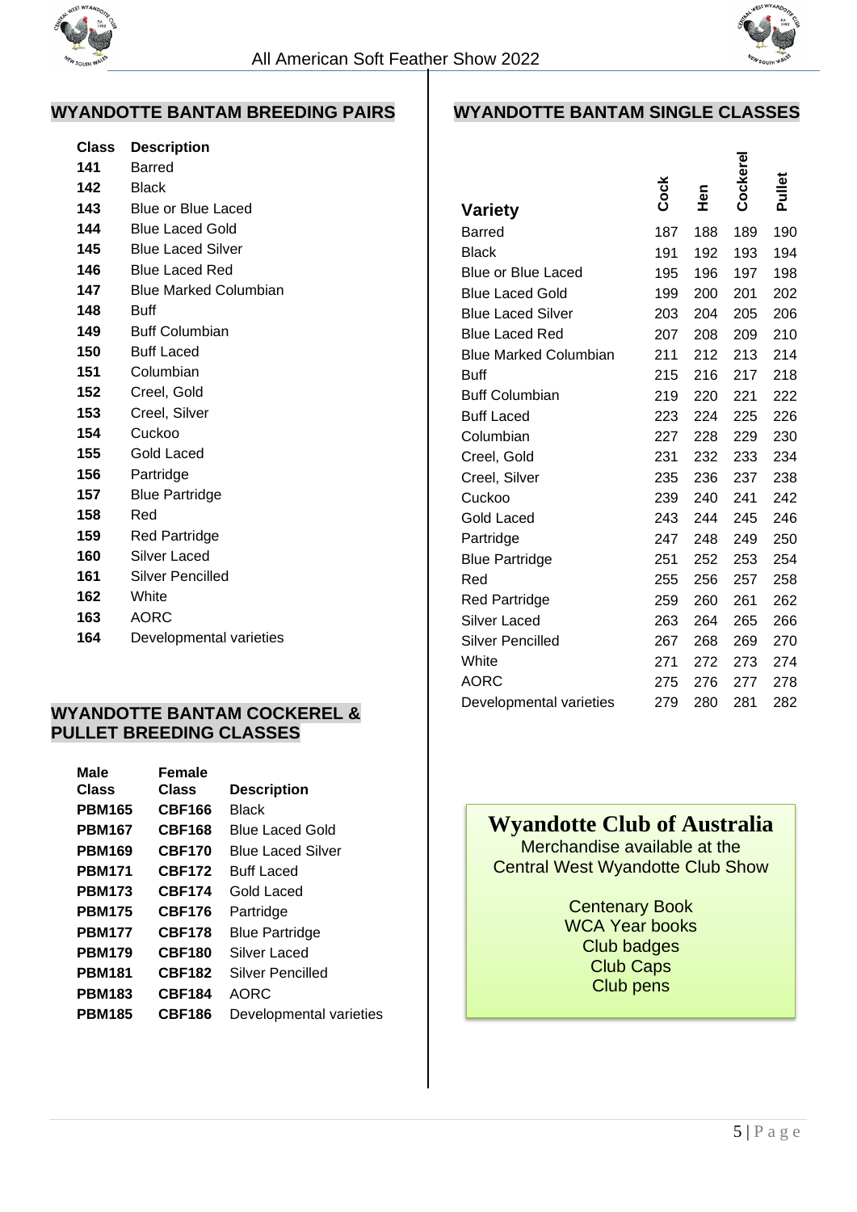## WYANDOTTE BANTAM BREEDING PAIRS

| Class | Description |
|---|---|
| 141 | Barred |
| 142 | Black |
| 143 | Blue or Blue Laced |
| 144 | Blue Laced Gold |
| 145 | Blue Laced Silver |
| 146 | Blue Laced Red |
| 147 | Blue Marked Columbian |
| 148 | Buff |
| 149 | Buff Columbian |
| 150 | Buff Laced |
| 151 | Columbian |
| 152 | Creel, Gold |
| 153 | Creel, Silver |
| 154 | Cuckoo |
| 155 | Gold Laced |
| 156 | Partridge |
| 157 | Blue Partridge |
| 158 | Red |
| 159 | Red Partridge |
| 160 | Silver Laced |
| 161 | Silver Pencilled |
| 162 | White |
| 163 | AORC |
| 164 | Developmental varieties |

## WYANDOTTE BANTAM COCKEREL & PULLET BREEDING CLASSES

| Male Class | Female Class | Description |
|---|---|---|
| PBM165 | CBF166 | Black |
| PBM167 | CBF168 | Blue Laced Gold |
| PBM169 | CBF170 | Blue Laced Silver |
| PBM171 | CBF172 | Buff Laced |
| PBM173 | CBF174 | Gold Laced |
| PBM175 | CBF176 | Partridge |
| PBM177 | CBF178 | Blue Partridge |
| PBM179 | CBF180 | Silver Laced |
| PBM181 | CBF182 | Silver Pencilled |
| PBM183 | CBF184 | AORC |
| PBM185 | CBF186 | Developmental varieties |

## WYANDOTTE BANTAM SINGLE CLASSES

| Variety | Cock | Hen | Cockerel | Pullet |
|---|---|---|---|---|
| Barred | 187 | 188 | 189 | 190 |
| Black | 191 | 192 | 193 | 194 |
| Blue or Blue Laced | 195 | 196 | 197 | 198 |
| Blue Laced Gold | 199 | 200 | 201 | 202 |
| Blue Laced Silver | 203 | 204 | 205 | 206 |
| Blue Laced Red | 207 | 208 | 209 | 210 |
| Blue Marked Columbian | 211 | 212 | 213 | 214 |
| Buff | 215 | 216 | 217 | 218 |
| Buff Columbian | 219 | 220 | 221 | 222 |
| Buff Laced | 223 | 224 | 225 | 226 |
| Columbian | 227 | 228 | 229 | 230 |
| Creel, Gold | 231 | 232 | 233 | 234 |
| Creel, Silver | 235 | 236 | 237 | 238 |
| Cuckoo | 239 | 240 | 241 | 242 |
| Gold Laced | 243 | 244 | 245 | 246 |
| Partridge | 247 | 248 | 249 | 250 |
| Blue Partridge | 251 | 252 | 253 | 254 |
| Red | 255 | 256 | 257 | 258 |
| Red Partridge | 259 | 260 | 261 | 262 |
| Silver Laced | 263 | 264 | 265 | 266 |
| Silver Pencilled | 267 | 268 | 269 | 270 |
| White | 271 | 272 | 273 | 274 |
| AORC | 275 | 276 | 277 | 278 |
| Developmental varieties | 279 | 280 | 281 | 282 |

**Wyandotte Club of Australia**

Merchandise available at the Central West Wyandotte Club Show

Centenary Book
WCA Year books
Club badges
Club Caps
Club pens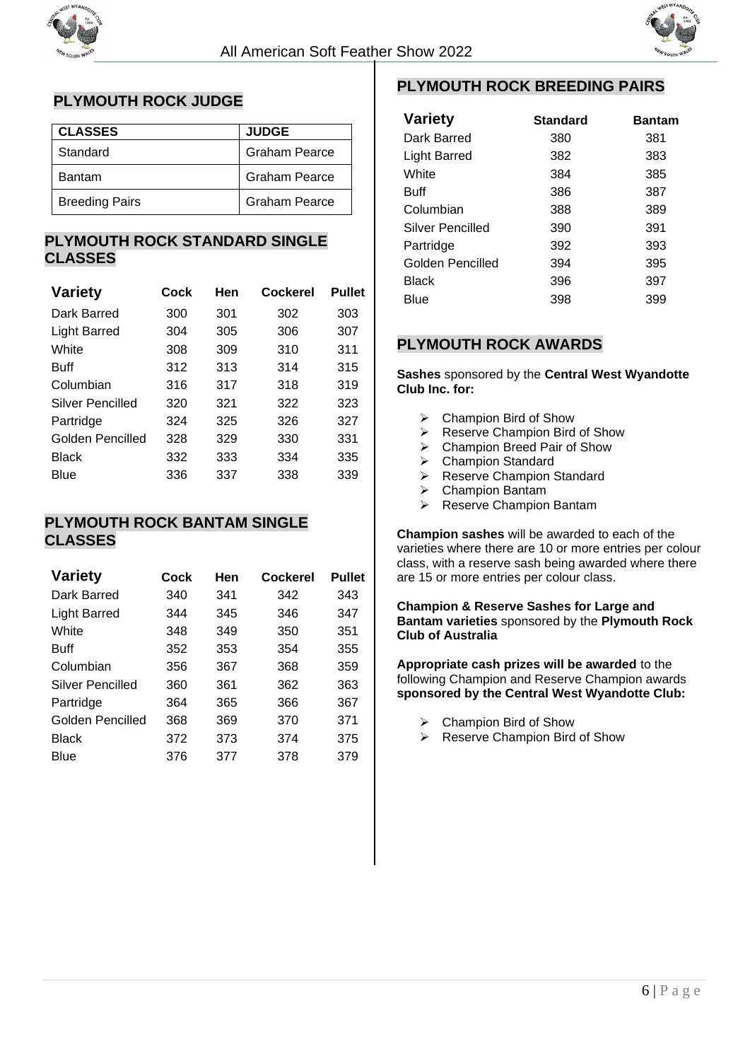## PLYMOUTH ROCK JUDGE

| CLASSES | JUDGE |
|---|---|
| Standard | Graham Pearce |
| Bantam | Graham Pearce |
| Breeding Pairs | Graham Pearce |

## PLYMOUTH ROCK STANDARD SINGLE CLASSES

| Variety | Cock | Hen | Cockerel | Pullet |
|---|---|---|---|---|
| Dark Barred | 300 | 301 | 302 | 303 |
| Light Barred | 304 | 305 | 306 | 307 |
| White | 308 | 309 | 310 | 311 |
| Buff | 312 | 313 | 314 | 315 |
| Columbian | 316 | 317 | 318 | 319 |
| Silver Pencilled | 320 | 321 | 322 | 323 |
| Partridge | 324 | 325 | 326 | 327 |
| Golden Pencilled | 328 | 329 | 330 | 331 |
| Black | 332 | 333 | 334 | 335 |
| Blue | 336 | 337 | 338 | 339 |

## PLYMOUTH ROCK BANTAM SINGLE CLASSES

| Variety | Cock | Hen | Cockerel | Pullet |
|---|---|---|---|---|
| Dark Barred | 340 | 341 | 342 | 343 |
| Light Barred | 344 | 345 | 346 | 347 |
| White | 348 | 349 | 350 | 351 |
| Buff | 352 | 353 | 354 | 355 |
| Columbian | 356 | 367 | 368 | 359 |
| Silver Pencilled | 360 | 361 | 362 | 363 |
| Partridge | 364 | 365 | 366 | 367 |
| Golden Pencilled | 368 | 369 | 370 | 371 |
| Black | 372 | 373 | 374 | 375 |
| Blue | 376 | 377 | 378 | 379 |

## PLYMOUTH ROCK BREEDING PAIRS

| Variety | Standard | Bantam |
|---|---|---|
| Dark Barred | 380 | 381 |
| Light Barred | 382 | 383 |
| White | 384 | 385 |
| Buff | 386 | 387 |
| Columbian | 388 | 389 |
| Silver Pencilled | 390 | 391 |
| Partridge | 392 | 393 |
| Golden Pencilled | 394 | 395 |
| Black | 396 | 397 |
| Blue | 398 | 399 |

## PLYMOUTH ROCK AWARDS

**Sashes** sponsored by the **Central West Wyandotte Club Inc. for:**

- Champion Bird of Show
- Reserve Champion Bird of Show
- Champion Breed Pair of Show
- Champion Standard
- Reserve Champion Standard
- Champion Bantam
- Reserve Champion Bantam

**Champion sashes** will be awarded to each of the varieties where there are 10 or more entries per colour class, with a reserve sash being awarded where there are 15 or more entries per colour class.

**Champion & Reserve Sashes for Large and Bantam varieties** sponsored by the **Plymouth Rock Club of Australia**

**Appropriate cash prizes will be awarded** to the following Champion and Reserve Champion awards **sponsored by the Central West Wyandotte Club:**

- Champion Bird of Show
- Reserve Champion Bird of Show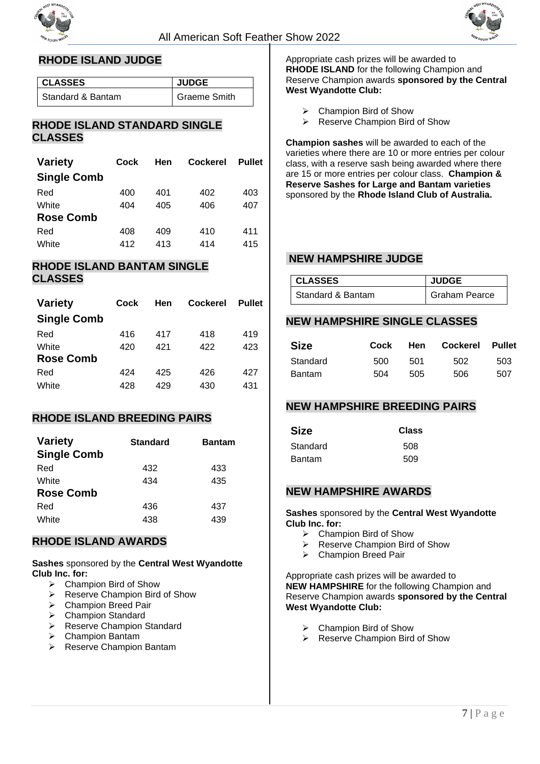## RHODE ISLAND JUDGE

| CLASSES | JUDGE |
|---|---|
| Standard & Bantam | Graeme Smith |

## RHODE ISLAND STANDARD SINGLE CLASSES

| Variety | Cock | Hen | Cockerel | Pullet |
|---|---|---|---|---|
| **Single Comb** | | | | |
| Red | 400 | 401 | 402 | 403 |
| White | 404 | 405 | 406 | 407 |
| **Rose Comb** | | | | |
| Red | 408 | 409 | 410 | 411 |
| White | 412 | 413 | 414 | 415 |

## RHODE ISLAND BANTAM SINGLE CLASSES

| Variety | Cock | Hen | Cockerel | Pullet |
|---|---|---|---|---|
| **Single Comb** | | | | |
| Red | 416 | 417 | 418 | 419 |
| White | 420 | 421 | 422 | 423 |
| **Rose Comb** | | | | |
| Red | 424 | 425 | 426 | 427 |
| White | 428 | 429 | 430 | 431 |

## RHODE ISLAND BREEDING PAIRS

| Variety | Standard | Bantam |
|---|---|---|
| **Single Comb** | | |
| Red | 432 | 433 |
| White | 434 | 435 |
| **Rose Comb** | | |
| Red | 436 | 437 |
| White | 438 | 439 |

## RHODE ISLAND AWARDS

**Sashes** sponsored by the **Central West Wyandotte Club Inc. for:**

- Champion Bird of Show
- Reserve Champion Bird of Show
- Champion Breed Pair
- Champion Standard
- Reserve Champion Standard
- Champion Bantam
- Reserve Champion Bantam

Appropriate cash prizes will be awarded to **RHODE ISLAND** for the following Champion and Reserve Champion awards **sponsored by the Central West Wyandotte Club:**

- Champion Bird of Show
- Reserve Champion Bird of Show

**Champion sashes** will be awarded to each of the varieties where there are 10 or more entries per colour class, with a reserve sash being awarded where there are 15 or more entries per colour class. **Champion & Reserve Sashes for Large and Bantam varieties** sponsored by the **Rhode Island Club of Australia.**

## NEW HAMPSHIRE JUDGE

| CLASSES | JUDGE |
|---|---|
| Standard & Bantam | Graham Pearce |

## NEW HAMPSHIRE SINGLE CLASSES

| Size | Cock | Hen | Cockerel | Pullet |
|---|---|---|---|---|
| Standard | 500 | 501 | 502 | 503 |
| Bantam | 504 | 505 | 506 | 507 |

## NEW HAMPSHIRE BREEDING PAIRS

| Size | Class |
|---|---|
| Standard | 508 |
| Bantam | 509 |

## NEW HAMPSHIRE AWARDS

**Sashes** sponsored by the **Central West Wyandotte Club Inc. for:**

- Champion Bird of Show
- Reserve Champion Bird of Show
- Champion Breed Pair

Appropriate cash prizes will be awarded to **NEW HAMPSHIRE** for the following Champion and Reserve Champion awards **sponsored by the Central West Wyandotte Club:**

- Champion Bird of Show
- Reserve Champion Bird of Show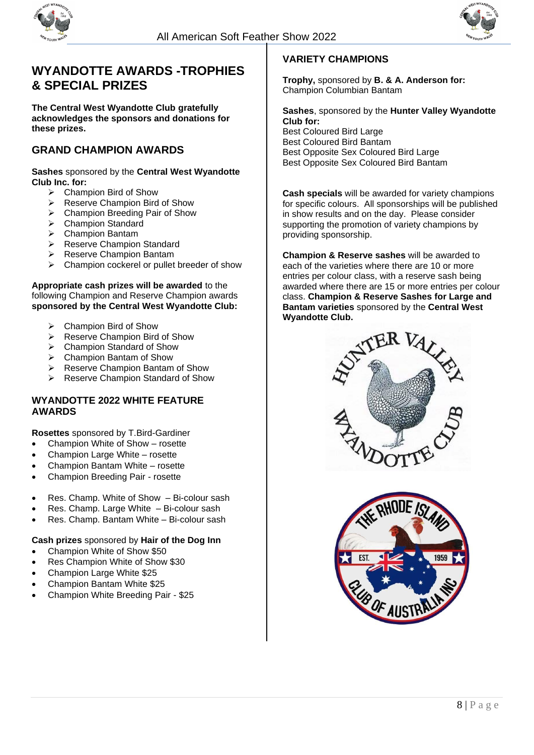## WYANDOTTE AWARDS -TROPHIES & SPECIAL PRIZES

**The Central West Wyandotte Club gratefully acknowledges the sponsors and donations for these prizes.**

### GRAND CHAMPION AWARDS

**Sashes** sponsored by the **Central West Wyandotte Club Inc. for:**

- Champion Bird of Show
- Reserve Champion Bird of Show
- Champion Breeding Pair of Show
- Champion Standard
- Champion Bantam
- Reserve Champion Standard
- Reserve Champion Bantam
- Champion cockerel or pullet breeder of show

**Appropriate cash prizes will be awarded** to the following Champion and Reserve Champion awards **sponsored by the Central West Wyandotte Club:**

- Champion Bird of Show
- Reserve Champion Bird of Show
- Champion Standard of Show
- Champion Bantam of Show
- Reserve Champion Bantam of Show
- Reserve Champion Standard of Show

### WYANDOTTE 2022 WHITE FEATURE AWARDS

**Rosettes** sponsored by T.Bird-Gardiner

- Champion White of Show – rosette
- Champion Large White – rosette
- Champion Bantam White – rosette
- Champion Breeding Pair - rosette

- Res. Champ. White of Show – Bi-colour sash
- Res. Champ. Large White – Bi-colour sash
- Res. Champ. Bantam White – Bi-colour sash

**Cash prizes** sponsored by **Hair of the Dog Inn**

- Champion White of Show $50
- Res Champion White of Show $30
- Champion Large White $25
- Champion Bantam White $25
- Champion White Breeding Pair - $25

### VARIETY CHAMPIONS

**Trophy,** sponsored by **B. & A. Anderson for:**
Champion Columbian Bantam

**Sashes**, sponsored by the **Hunter Valley Wyandotte Club for:**
Best Coloured Bird Large
Best Coloured Bird Bantam
Best Opposite Sex Coloured Bird Large
Best Opposite Sex Coloured Bird Bantam

**Cash specials** will be awarded for variety champions for specific colours. All sponsorships will be published in show results and on the day. Please consider supporting the promotion of variety champions by providing sponsorship.

**Champion & Reserve sashes** will be awarded to each of the varieties where there are 10 or more entries per colour class, with a reserve sash being awarded where there are 15 or more entries per colour class. **Champion & Reserve Sashes for Large and Bantam varieties** sponsored by the **Central West Wyandotte Club.**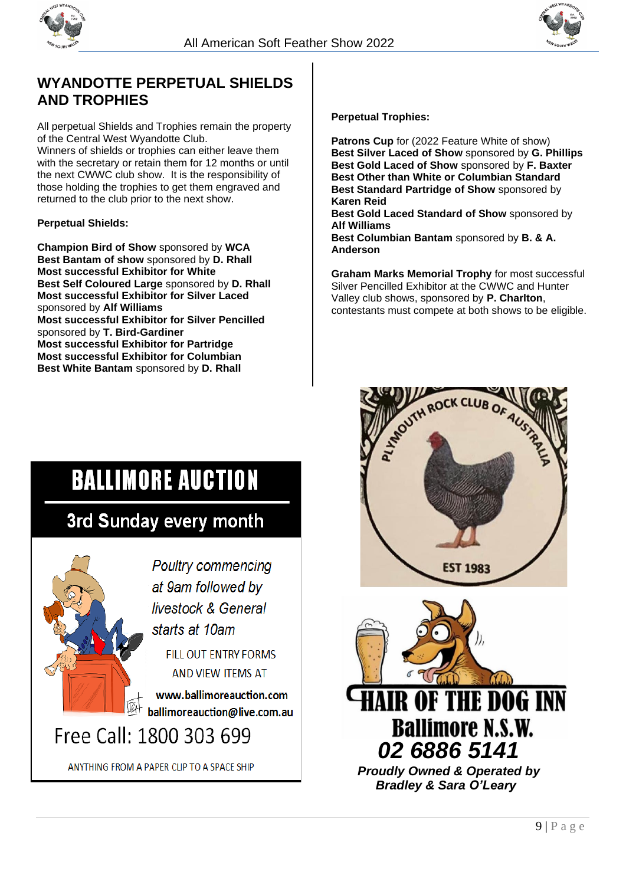# WYANDOTTE PERPETUAL SHIELDS AND TROPHIES

All perpetual Shields and Trophies remain the property of the Central West Wyandotte Club.
Winners of shields or trophies can either leave them with the secretary or retain them for 12 months or until the next CWWC club show. It is the responsibility of those holding the trophies to get them engraved and returned to the club prior to the next show.

**Perpetual Shields:**

**Champion Bird of Show** sponsored by **WCA**
**Best Bantam of show** sponsored by **D. Rhall**
**Most successful Exhibitor for White**
**Best Self Coloured Large** sponsored by **D. Rhall**
**Most successful Exhibitor for Silver Laced** sponsored by **Alf Williams**
**Most successful Exhibitor for Silver Pencilled** sponsored by **T. Bird-Gardiner**
**Most successful Exhibitor for Partridge**
**Most successful Exhibitor for Columbian**
**Best White Bantam** sponsored by **D. Rhall**

**Perpetual Trophies:**

**Patrons Cup** for (2022 Feature White of show)
**Best Silver Laced of Show** sponsored by **G. Phillips**
**Best Gold Laced of Show** sponsored by **F. Baxter**
**Best Other than White or Columbian Standard**
**Best Standard Partridge of Show** sponsored by **Karen Reid**
**Best Gold Laced Standard of Show** sponsored by **Alf Williams**
**Best Columbian Bantam** sponsored by **B. & A. Anderson**

**Graham Marks Memorial Trophy** for most successful Silver Pencilled Exhibitor at the CWWC and Hunter Valley club shows, sponsored by **P. Charlton**, contestants must compete at both shows to be eligible.

**BALLIMORE AUCTION**

3rd Sunday every month

*Poultry commencing at 9am followed by livestock & General starts at 10am*

FILL OUT ENTRY FORMS AND VIEW ITEMS AT
www.ballimoreauction.com
ballimoreauction@live.com.au

Free Call: 1800 303 699

ANYTHING FROM A PAPER CLIP TO A SPACE SHIP

PLYMOUTH ROCK CLUB OF AUSTRALIA
EST 1983

**HAIR OF THE DOG INN**
**Ballimore N.S.W.**
***02 6886 5141***
***Proudly Owned & Operated by Bradley & Sara O'Leary***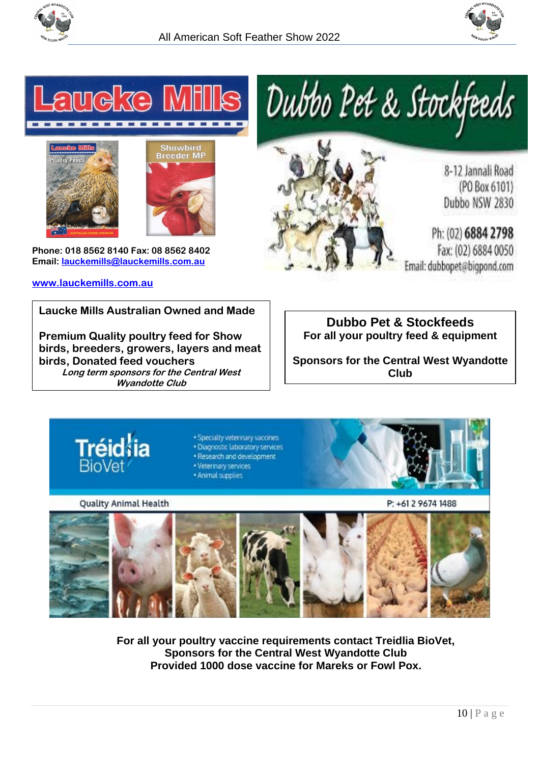# Laucke Mills

Phone: 018 8562 8140 Fax: 08 8562 8402
Email: lauckemills@lauckemills.com.au

www.lauckemills.com.au

**Laucke Mills Australian Owned and Made**

**Premium Quality poultry feed for Show birds, breeders, growers, layers and meat birds, Donated feed vouchers**

***Long term sponsors for the Central West Wyandotte Club***

# Dubbo Pet & Stockfeeds

8-12 Jannali Road
(PO Box 6101)
Dubbo NSW 2830

Ph: (02) 6884 2798
Fax: (02) 6884 0050
Email: dubbopet@bigpond.com

**Dubbo Pet & Stockfeeds**

**For all your poultry feed & equipment**

**Sponsors for the Central West Wyandotte Club**

# Tréidlia BioVet

- Specialty veterinary vaccines
- Diagnostic laboratory services
- Research and development
- Veterinary services
- Animal supplies

Quality Animal Health

P: +61 2 9674 1488

**For all your poultry vaccine requirements contact Treidlia BioVet, Sponsors for the Central West Wyandotte Club**
**Provided 1000 dose vaccine for Mareks or Fowl Pox.**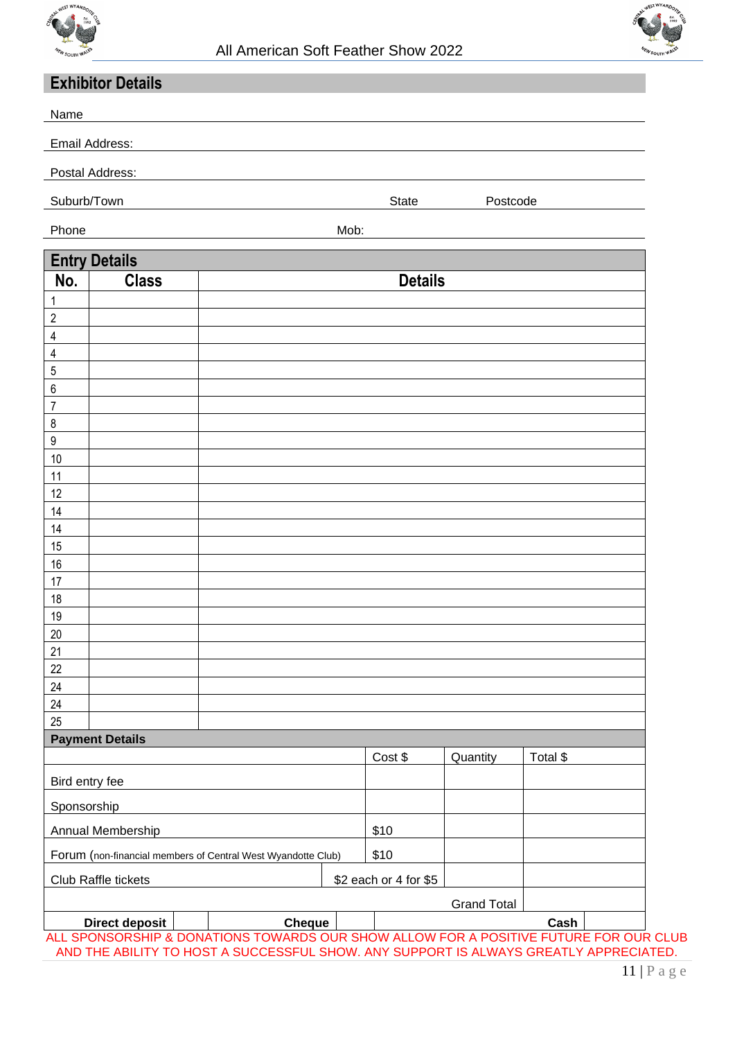## All American Soft Feather Show 2022

## Exhibitor Details

Name

Email Address:

Postal Address:

Suburb/Town | State | Postcode

Phone | Mob:

## Entry Details

| No. | Class | Details |
|---|---|---|
| 1 | | |
| 2 | | |
| 4 | | |
| 4 | | |
| 5 | | |
| 6 | | |
| 7 | | |
| 8 | | |
| 9 | | |
| 10 | | |
| 11 | | |
| 12 | | |
| 14 | | |
| 14 | | |
| 15 | | |
| 16 | | |
| 17 | | |
| 18 | | |
| 19 | | |
| 20 | | |
| 21 | | |
| 22 | | |
| 24 | | |
| 24 | | |
| 25 | | |

## Payment Details

| | Cost $ | Quantity | Total $ |
|---|---|---|---|
| Bird entry fee | | | |
| Sponsorship | | | |
| Annual Membership | $10 | | |
| Forum (non-financial members of Central West Wyandotte Club) | $10 | | |
| Club Raffle tickets | $2 each or 4 for $5 | | |
| | | Grand Total | |

| Direct deposit | | Cheque | | Cash | |
|---|---|---|---|---|---|

ALL SPONSORSHIP & DONATIONS TOWARDS OUR SHOW ALLOW FOR A POSITIVE FUTURE FOR OUR CLUB AND THE ABILITY TO HOST A SUCCESSFUL SHOW. ANY SUPPORT IS ALWAYS GREATLY APPRECIATED.